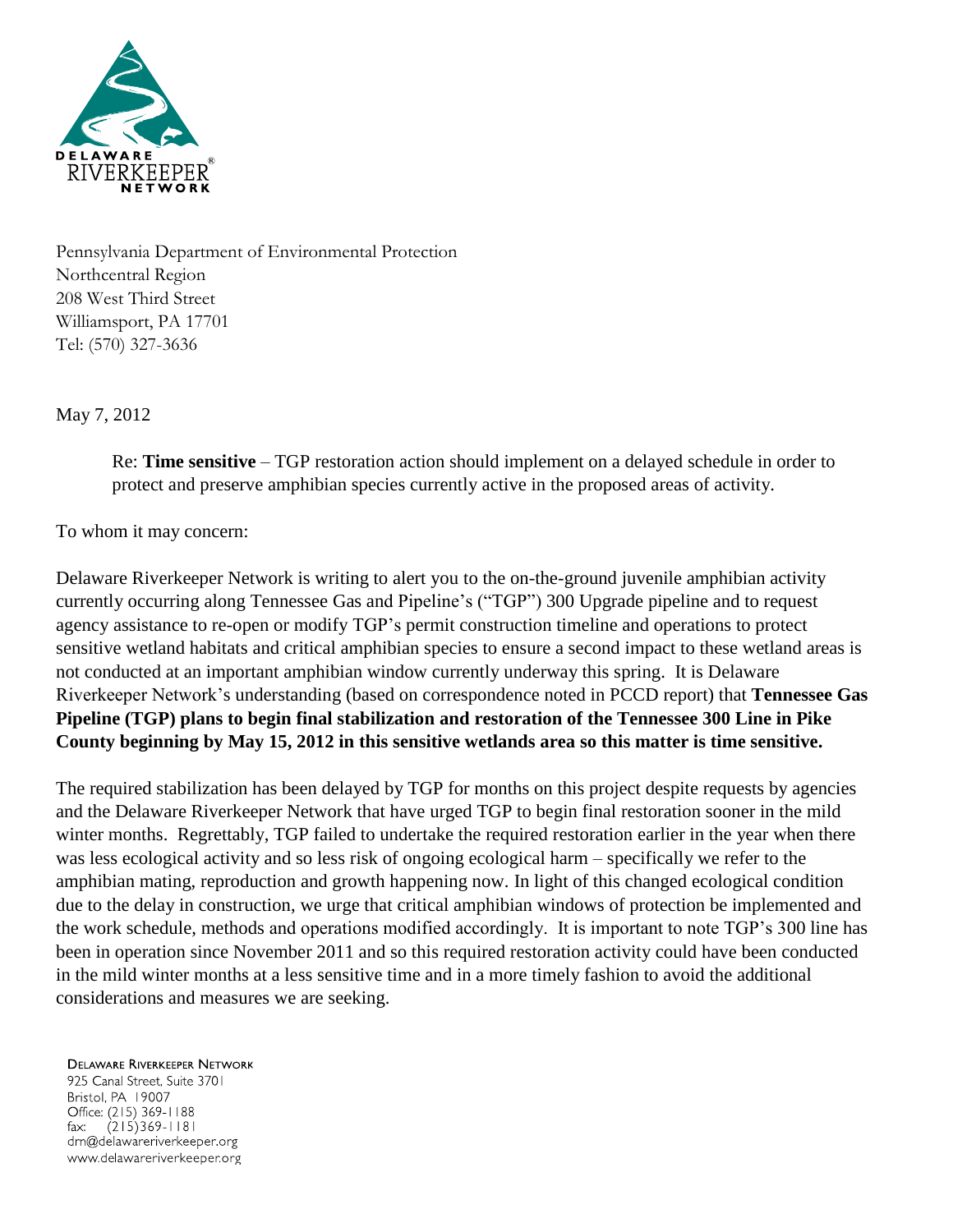DELAWARE RIVERKEEPER® NETWORK

Pennsylvania Department of Environmental Protection
Northcentral Region
208 West Third Street
Williamsport, PA 17701
Tel: (570) 327-3636

May 7, 2012

Re: **Time sensitive** – TGP restoration action should implement on a delayed schedule in order to protect and preserve amphibian species currently active in the proposed areas of activity.

To whom it may concern:

Delaware Riverkeeper Network is writing to alert you to the on-the-ground juvenile amphibian activity currently occurring along Tennessee Gas and Pipeline's ("TGP") 300 Upgrade pipeline and to request agency assistance to re-open or modify TGP's permit construction timeline and operations to protect sensitive wetland habitats and critical amphibian species to ensure a second impact to these wetland areas is not conducted at an important amphibian window currently underway this spring. It is Delaware Riverkeeper Network's understanding (based on correspondence noted in PCCD report) that **Tennessee Gas Pipeline (TGP) plans to begin final stabilization and restoration of the Tennessee 300 Line in Pike County beginning by May 15, 2012 in this sensitive wetlands area so this matter is time sensitive.**

The required stabilization has been delayed by TGP for months on this project despite requests by agencies and the Delaware Riverkeeper Network that have urged TGP to begin final restoration sooner in the mild winter months. Regrettably, TGP failed to undertake the required restoration earlier in the year when there was less ecological activity and so less risk of ongoing ecological harm – specifically we refer to the amphibian mating, reproduction and growth happening now. In light of this changed ecological condition due to the delay in construction, we urge that critical amphibian windows of protection be implemented and the work schedule, methods and operations modified accordingly. It is important to note TGP's 300 line has been in operation since November 2011 and so this required restoration activity could have been conducted in the mild winter months at a less sensitive time and in a more timely fashion to avoid the additional considerations and measures we are seeking.

DELAWARE RIVERKEEPER NETWORK
925 Canal Street, Suite 3701
Bristol, PA 19007
Office: (215) 369-1188
fax: (215)369-1181
drn@delawareriverkeeper.org
www.delawareriverkeeper.org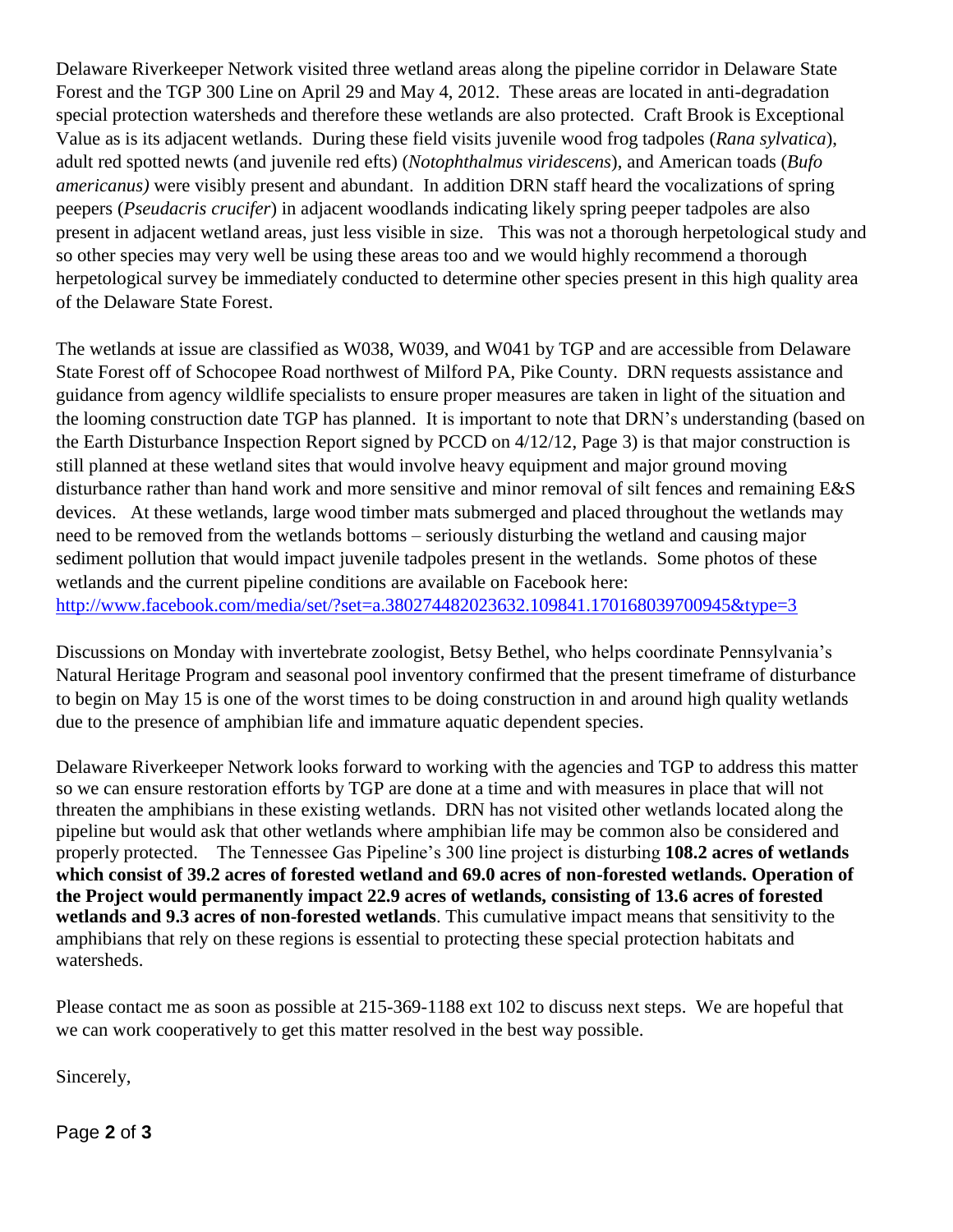Delaware Riverkeeper Network visited three wetland areas along the pipeline corridor in Delaware State Forest and the TGP 300 Line on April 29 and May 4, 2012. These areas are located in anti-degradation special protection watersheds and therefore these wetlands are also protected. Craft Brook is Exceptional Value as is its adjacent wetlands. During these field visits juvenile wood frog tadpoles (*Rana sylvatica*), adult red spotted newts (and juvenile red efts) (*Notophthalmus viridescens*), and American toads (*Bufo americanus)* were visibly present and abundant. In addition DRN staff heard the vocalizations of spring peepers (*Pseudacris crucifer*) in adjacent woodlands indicating likely spring peeper tadpoles are also present in adjacent wetland areas, just less visible in size. This was not a thorough herpetological study and so other species may very well be using these areas too and we would highly recommend a thorough herpetological survey be immediately conducted to determine other species present in this high quality area of the Delaware State Forest.

The wetlands at issue are classified as W038, W039, and W041 by TGP and are accessible from Delaware State Forest off of Schocopee Road northwest of Milford PA, Pike County. DRN requests assistance and guidance from agency wildlife specialists to ensure proper measures are taken in light of the situation and the looming construction date TGP has planned. It is important to note that DRN's understanding (based on the Earth Disturbance Inspection Report signed by PCCD on 4/12/12, Page 3) is that major construction is still planned at these wetland sites that would involve heavy equipment and major ground moving disturbance rather than hand work and more sensitive and minor removal of silt fences and remaining E&S devices. At these wetlands, large wood timber mats submerged and placed throughout the wetlands may need to be removed from the wetlands bottoms – seriously disturbing the wetland and causing major sediment pollution that would impact juvenile tadpoles present in the wetlands. Some photos of these wetlands and the current pipeline conditions are available on Facebook here: http://www.facebook.com/media/set/?set=a.380274482023632.109841.170168039700945&type=3

Discussions on Monday with invertebrate zoologist, Betsy Bethel, who helps coordinate Pennsylvania's Natural Heritage Program and seasonal pool inventory confirmed that the present timeframe of disturbance to begin on May 15 is one of the worst times to be doing construction in and around high quality wetlands due to the presence of amphibian life and immature aquatic dependent species.

Delaware Riverkeeper Network looks forward to working with the agencies and TGP to address this matter so we can ensure restoration efforts by TGP are done at a time and with measures in place that will not threaten the amphibians in these existing wetlands. DRN has not visited other wetlands located along the pipeline but would ask that other wetlands where amphibian life may be common also be considered and properly protected. The Tennessee Gas Pipeline's 300 line project is disturbing **108.2 acres of wetlands which consist of 39.2 acres of forested wetland and 69.0 acres of non-forested wetlands. Operation of the Project would permanently impact 22.9 acres of wetlands, consisting of 13.6 acres of forested wetlands and 9.3 acres of non-forested wetlands**. This cumulative impact means that sensitivity to the amphibians that rely on these regions is essential to protecting these special protection habitats and watersheds.

Please contact me as soon as possible at 215-369-1188 ext 102 to discuss next steps. We are hopeful that we can work cooperatively to get this matter resolved in the best way possible.

Sincerely,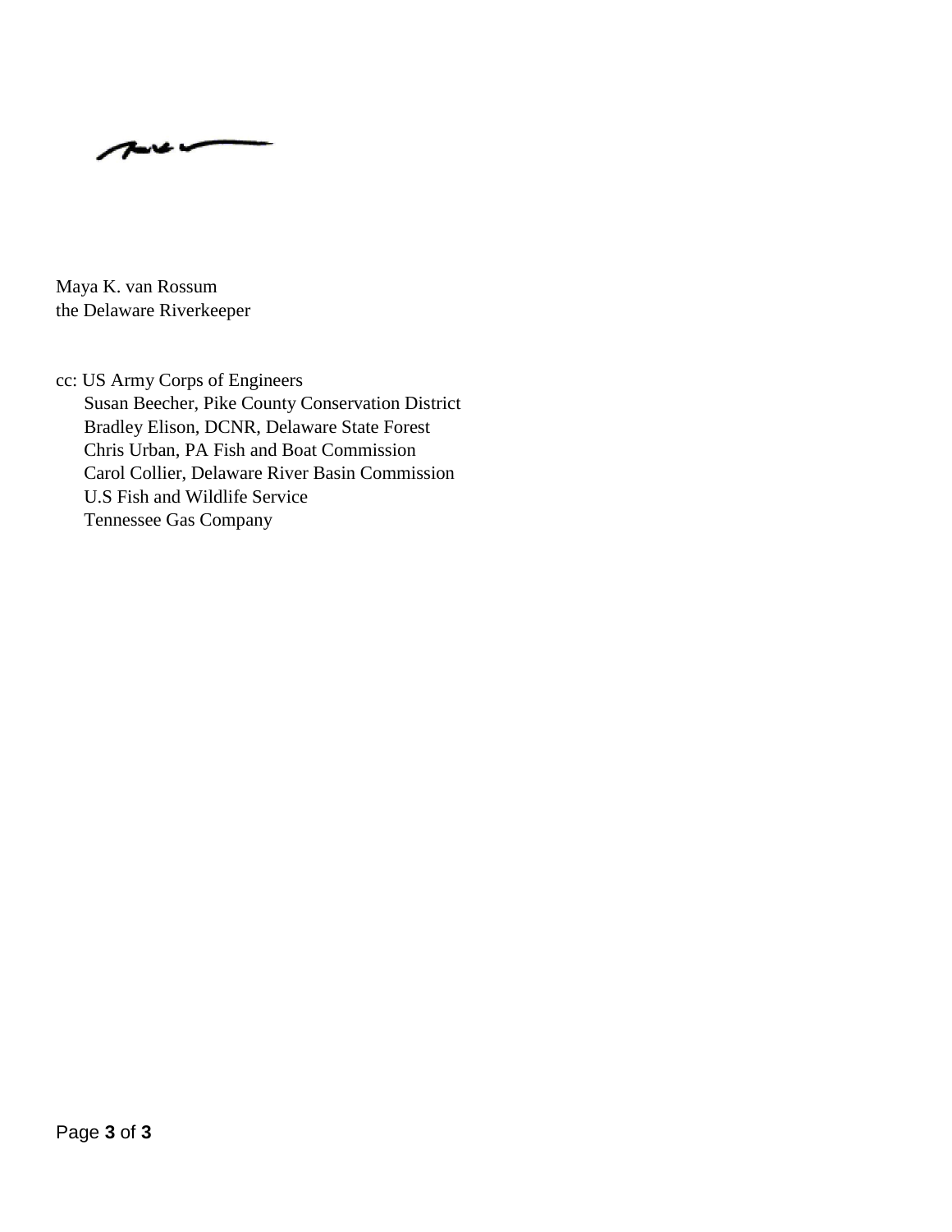Maya K. van Rossum
the Delaware Riverkeeper

cc: US Army Corps of Engineers
Susan Beecher, Pike County Conservation District
Bradley Elison, DCNR, Delaware State Forest
Chris Urban, PA Fish and Boat Commission
Carol Collier, Delaware River Basin Commission
U.S Fish and Wildlife Service
Tennessee Gas Company